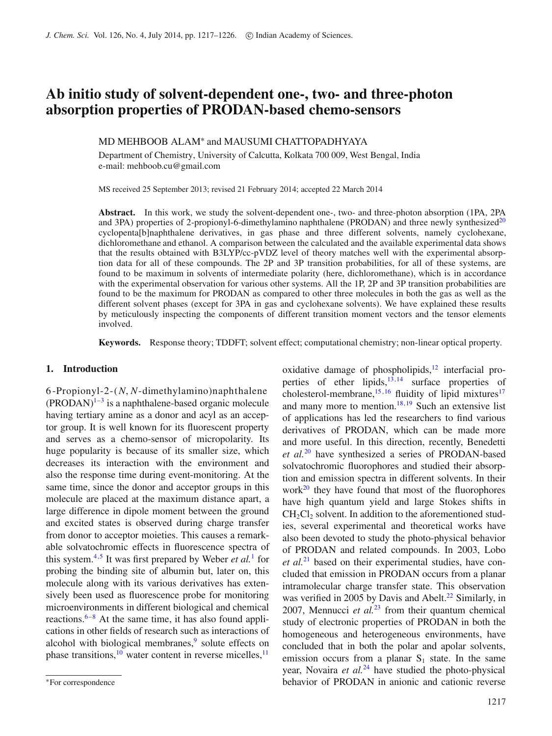# Ab initio study of solvent-dependent one-, two- and three-photon absorption properties of PRODAN-based chemo-sensors

MD MEHBOOB ALAM* and MAUSUMI CHATTOPADHYAYA

Department of Chemistry, University of Calcutta, Kolkata 700 009, West Bengal, India
e-mail: mehboob.cu@gmail.com

MS received 25 September 2013; revised 21 February 2014; accepted 22 March 2014

**Abstract.** In this work, we study the solvent-dependent one-, two- and three-photon absorption (1PA, 2PA and 3PA) properties of 2-propionyl-6-dimethylamino naphthalene (PRODAN) and three newly synthesized[20] cyclopenta[b]naphthalene derivatives, in gas phase and three different solvents, namely cyclohexane, dichloromethane and ethanol. A comparison between the calculated and the available experimental data shows that the results obtained with B3LYP/cc-pVDZ level of theory matches well with the experimental absorption data for all of these compounds. The 2P and 3P transition probabilities, for all of these systems, are found to be maximum in solvents of intermediate polarity (here, dichloromethane), which is in accordance with the experimental observation for various other systems. All the 1P, 2P and 3P transition probabilities are found to be the maximum for PRODAN as compared to other three molecules in both the gas as well as the different solvent phases (except for 3PA in gas and cyclohexane solvents). We have explained these results by meticulously inspecting the components of different transition moment vectors and the tensor elements involved.

**Keywords.** Response theory; TDDFT; solvent effect; computational chemistry; non-linear optical property.

## 1. Introduction

6-Propionyl-2-(*N*, *N*-dimethylamino)naphthalene (PRODAN)[1–3] is a naphthalene-based organic molecule having tertiary amine as a donor and acyl as an acceptor group. It is well known for its fluorescent property and serves as a chemo-sensor of micropolarity. Its huge popularity is because of its smaller size, which decreases its interaction with the environment and also the response time during event-monitoring. At the same time, since the donor and acceptor groups in this molecule are placed at the maximum distance apart, a large difference in dipole moment between the ground and excited states is observed during charge transfer from donor to acceptor moieties. This causes a remarkable solvatochromic effects in fluorescence spectra of this system.[4,5] It was first prepared by Weber *et al.*[1] for probing the binding site of albumin but, later on, this molecule along with its various derivatives has extensively been used as fluorescence probe for monitoring microenvironments in different biological and chemical reactions.[6–8] At the same time, it has also found applications in other fields of research such as interactions of alcohol with biological membranes,[9] solute effects on phase transitions,[10] water content in reverse micelles,[11] oxidative damage of phospholipids,[12] interfacial properties of ether lipids,[13,14] surface properties of cholesterol-membrane,[15,16] fluidity of lipid mixtures[17] and many more to mention.[18,19] Such an extensive list of applications has led the researchers to find various derivatives of PRODAN, which can be made more and more useful. In this direction, recently, Benedetti *et al.*[20] have synthesized a series of PRODAN-based solvatochromic fluorophores and studied their absorption and emission spectra in different solvents. In their work[20] they have found that most of the fluorophores have high quantum yield and large Stokes shifts in $CH_2Cl_2$ solvent. In addition to the aforementioned studies, several experimental and theoretical works have also been devoted to study the photo-physical behavior of PRODAN and related compounds. In 2003, Lobo *et al.*[21] based on their experimental studies, have concluded that emission in PRODAN occurs from a planar intramolecular charge transfer state. This observation was verified in 2005 by Davis and Abelt.[22] Similarly, in 2007, Mennucci *et al.*[23] from their quantum chemical study of electronic properties of PRODAN in both the homogeneous and heterogeneous environments, have concluded that in both the polar and apolar solvents, emission occurs from a planar $S_1$ state. In the same year, Novaira *et al.*[24] have studied the photo-physical behavior of PRODAN in anionic and cationic reverse

*For correspondence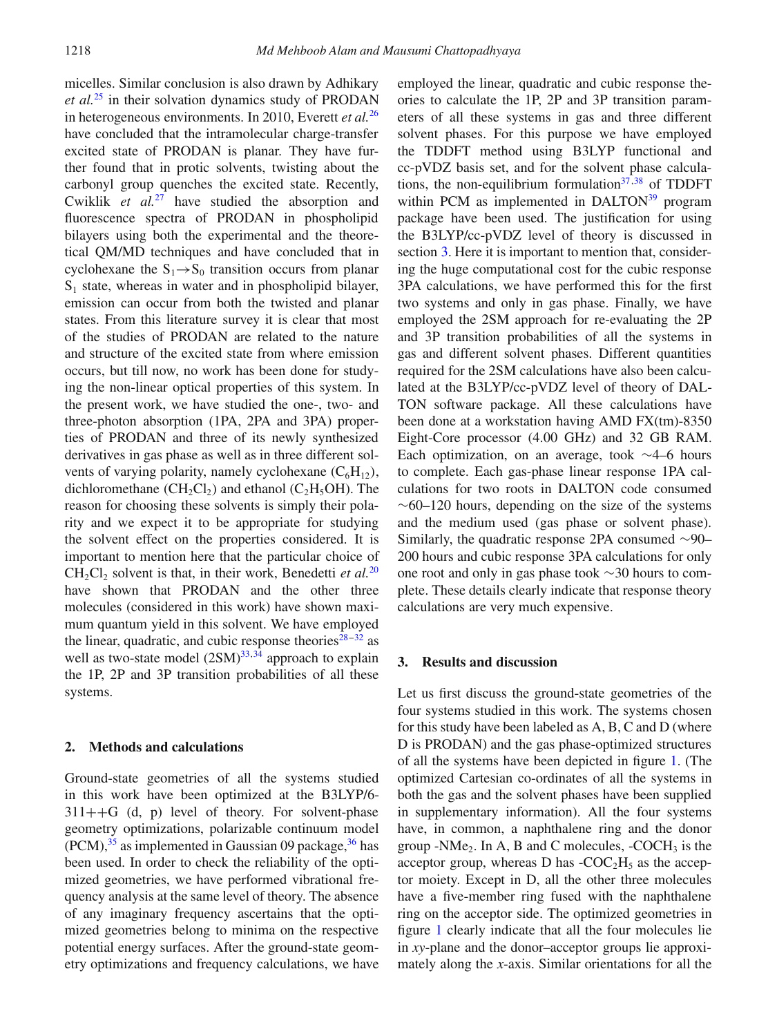micelles. Similar conclusion is also drawn by Adhikary *et al.*[25] in their solvation dynamics study of PRODAN in heterogeneous environments. In 2010, Everett *et al.*[26] have concluded that the intramolecular charge-transfer excited state of PRODAN is planar. They have further found that in protic solvents, twisting about the carbonyl group quenches the excited state. Recently, Cwiklik *et al.*[27] have studied the absorption and fluorescence spectra of PRODAN in phospholipid bilayers using both the experimental and the theoretical QM/MD techniques and have concluded that in cyclohexane the $S_1 \rightarrow S_0$ transition occurs from planar $S_1$ state, whereas in water and in phospholipid bilayer, emission can occur from both the twisted and planar states. From this literature survey it is clear that most of the studies of PRODAN are related to the nature and structure of the excited state from where emission occurs, but till now, no work has been done for studying the non-linear optical properties of this system. In the present work, we have studied the one-, two- and three-photon absorption (1PA, 2PA and 3PA) properties of PRODAN and three of its newly synthesized derivatives in gas phase as well as in three different solvents of varying polarity, namely cyclohexane ($C_6H_{12}$), dichloromethane ($CH_2Cl_2$) and ethanol ($C_2H_5OH$). The reason for choosing these solvents is simply their polarity and we expect it to be appropriate for studying the solvent effect on the properties considered. It is important to mention here that the particular choice of $CH_2Cl_2$ solvent is that, in their work, Benedetti *et al.*[20] have shown that PRODAN and the other three molecules (considered in this work) have shown maximum quantum yield in this solvent. We have employed the linear, quadratic, and cubic response theories[28–32] as well as two-state model (2SM)[33,34] approach to explain the 1P, 2P and 3P transition probabilities of all these systems.

## 2. Methods and calculations

Ground-state geometries of all the systems studied in this work have been optimized at the B3LYP/6-311++G (d, p) level of theory. For solvent-phase geometry optimizations, polarizable continuum model (PCM),[35] as implemented in Gaussian 09 package,[36] has been used. In order to check the reliability of the optimized geometries, we have performed vibrational frequency analysis at the same level of theory. The absence of any imaginary frequency ascertains that the optimized geometries belong to minima on the respective potential energy surfaces. After the ground-state geometry optimizations and frequency calculations, we have employed the linear, quadratic and cubic response theories to calculate the 1P, 2P and 3P transition parameters of all these systems in gas and three different solvent phases. For this purpose we have employed the TDDFT method using B3LYP functional and cc-pVDZ basis set, and for the solvent phase calculations, the non-equilibrium formulation[37,38] of TDDFT within PCM as implemented in DALTON[39] program package have been used. The justification for using the B3LYP/cc-pVDZ level of theory is discussed in section 3. Here it is important to mention that, considering the huge computational cost for the cubic response 3PA calculations, we have performed this for the first two systems and only in gas phase. Finally, we have employed the 2SM approach for re-evaluating the 2P and 3P transition probabilities of all the systems in gas and different solvent phases. Different quantities required for the 2SM calculations have also been calculated at the B3LYP/cc-pVDZ level of theory of DALTON software package. All these calculations have been done at a workstation having AMD FX(tm)-8350 Eight-Core processor (4.00 GHz) and 32 GB RAM. Each optimization, on an average, took ∼4–6 hours to complete. Each gas-phase linear response 1PA calculations for two roots in DALTON code consumed ∼60–120 hours, depending on the size of the systems and the medium used (gas phase or solvent phase). Similarly, the quadratic response 2PA consumed ∼90–200 hours and cubic response 3PA calculations for only one root and only in gas phase took ∼30 hours to complete. These details clearly indicate that response theory calculations are very much expensive.

## 3. Results and discussion

Let us first discuss the ground-state geometries of the four systems studied in this work. The systems chosen for this study have been labeled as A, B, C and D (where D is PRODAN) and the gas phase-optimized structures of all the systems have been depicted in figure 1. (The optimized Cartesian co-ordinates of all the systems in both the gas and the solvent phases have been supplied in supplementary information). All the four systems have, in common, a naphthalene ring and the donor group -$NMe_2$. In A, B and C molecules, -$COCH_3$ is the acceptor group, whereas D has -$COC_2H_5$ as the acceptor moiety. Except in D, all the other three molecules have a five-member ring fused with the naphthalene ring on the acceptor side. The optimized geometries in figure 1 clearly indicate that all the four molecules lie in *xy*-plane and the donor–acceptor groups lie approximately along the *x*-axis. Similar orientations for all the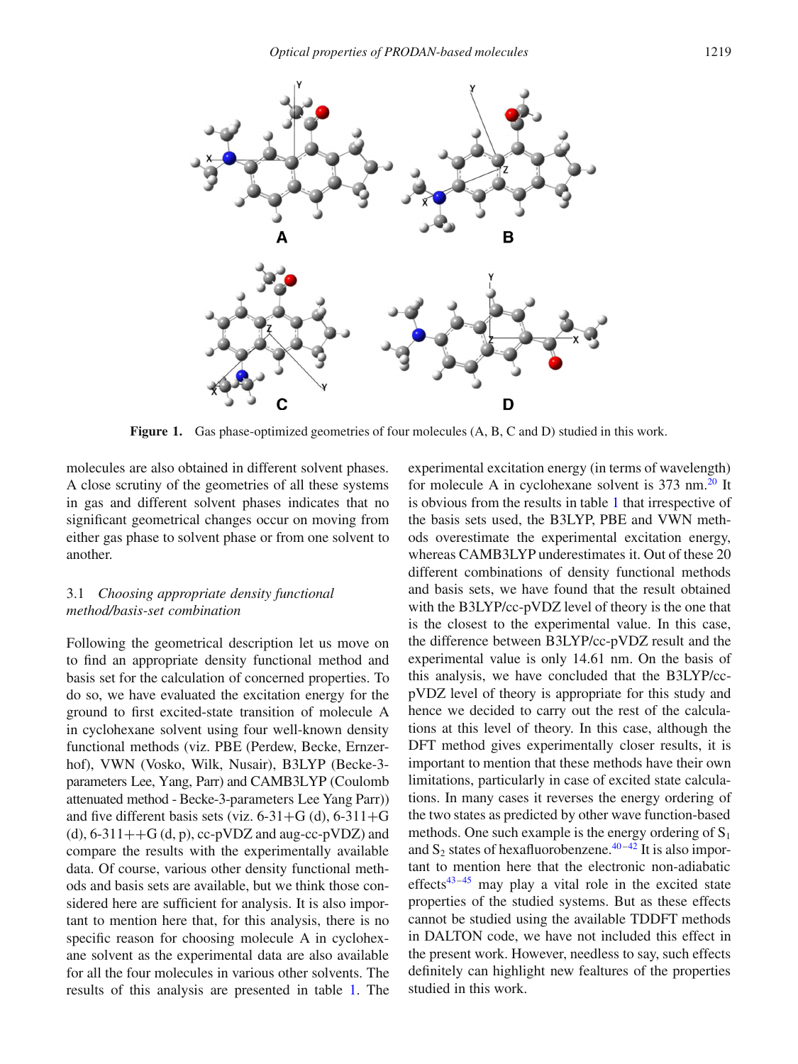Figure 1. Gas phase-optimized geometries of four molecules (A, B, C and D) studied in this work.

molecules are also obtained in different solvent phases. A close scrutiny of the geometries of all these systems in gas and different solvent phases indicates that no significant geometrical changes occur on moving from either gas phase to solvent phase or from one solvent to another.

### 3.1 *Choosing appropriate density functional method/basis-set combination*

Following the geometrical description let us move on to find an appropriate density functional method and basis set for the calculation of concerned properties. To do so, we have evaluated the excitation energy for the ground to first excited-state transition of molecule A in cyclohexane solvent using four well-known density functional methods (viz. PBE (Perdew, Becke, Ernzerhof), VWN (Vosko, Wilk, Nusair), B3LYP (Becke-3-parameters Lee, Yang, Parr) and CAMB3LYP (Coulomb attenuated method - Becke-3-parameters Lee Yang Parr)) and five different basis sets (viz. 6-31+G (d), 6-311+G (d), 6-311++G (d, p), cc-pVDZ and aug-cc-pVDZ) and compare the results with the experimentally available data. Of course, various other density functional methods and basis sets are available, but we think those considered here are sufficient for analysis. It is also important to mention here that, for this analysis, there is no specific reason for choosing molecule A in cyclohexane solvent as the experimental data are also available for all the four molecules in various other solvents. The results of this analysis are presented in table 1. The experimental excitation energy (in terms of wavelength) for molecule A in cyclohexane solvent is 373 nm.[20] It is obvious from the results in table 1 that irrespective of the basis sets used, the B3LYP, PBE and VWN methods overestimate the experimental excitation energy, whereas CAMB3LYP underestimates it. Out of these 20 different combinations of density functional methods and basis sets, we have found that the result obtained with the B3LYP/cc-pVDZ level of theory is the one that is the closest to the experimental value. In this case, the difference between B3LYP/cc-pVDZ result and the experimental value is only 14.61 nm. On the basis of this analysis, we have concluded that the B3LYP/cc-pVDZ level of theory is appropriate for this study and hence we decided to carry out the rest of the calculations at this level of theory. In this case, although the DFT method gives experimentally closer results, it is important to mention that these methods have their own limitations, particularly in case of excited state calculations. In many cases it reverses the energy ordering of the two states as predicted by other wave function-based methods. One such example is the energy ordering of $S_1$ and $S_2$ states of hexafluorobenzene.[40–42] It is also important to mention here that the electronic non-adiabatic effects[43–45] may play a vital role in the excited state properties of the studied systems. But as these effects cannot be studied using the available TDDFT methods in DALTON code, we have not included this effect in the present work. However, needless to say, such effects definitely can highlight new fealtures of the properties studied in this work.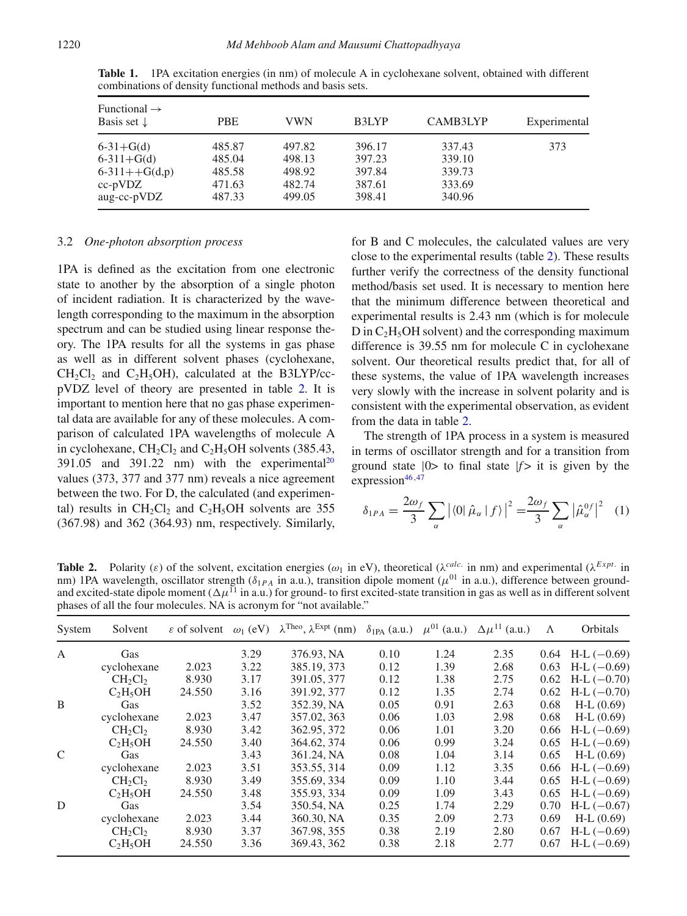**Table 1.** 1PA excitation energies (in nm) of molecule A in cyclohexane solvent, obtained with different combinations of density functional methods and basis sets.

| Functional → Basis set ↓ | PBE | VWN | B3LYP | CAMB3LYP | Experimental |
|---|---|---|---|---|---|
| 6-31+G(d) | 485.87 | 497.82 | 396.17 | 337.43 | 373 |
| 6-311+G(d) | 485.04 | 498.13 | 397.23 | 339.10 | |
| 6-311++G(d,p) | 485.58 | 498.92 | 397.84 | 339.73 | |
| cc-pVDZ | 471.63 | 482.74 | 387.61 | 333.69 | |
| aug-cc-pVDZ | 487.33 | 499.05 | 398.41 | 340.96 | |

### 3.2 *One-photon absorption process*

1PA is defined as the excitation from one electronic state to another by the absorption of a single photon of incident radiation. It is characterized by the wavelength corresponding to the maximum in the absorption spectrum and can be studied using linear response theory. The 1PA results for all the systems in gas phase as well as in different solvent phases (cyclohexane, $CH_2Cl_2$ and $C_2H_5OH$), calculated at the B3LYP/cc-pVDZ level of theory are presented in table 2. It is important to mention here that no gas phase experimental data are available for any of these molecules. A comparison of calculated 1PA wavelengths of molecule A in cyclohexane, $CH_2Cl_2$ and $C_2H_5OH$ solvents (385.43, 391.05 and 391.22 nm) with the experimental[20] values (373, 377 and 377 nm) reveals a nice agreement between the two. For D, the calculated (and experimental) results in $CH_2Cl_2$ and $C_2H_5OH$ solvents are 355 (367.98) and 362 (364.93) nm, respectively. Similarly, for B and C molecules, the calculated values are very close to the experimental results (table 2). These results further verify the correctness of the density functional method/basis set used. It is necessary to mention here that the minimum difference between theoretical and experimental results is 2.43 nm (which is for molecule D in $C_2H_5OH$ solvent) and the corresponding maximum difference is 39.55 nm for molecule C in cyclohexane solvent. Our theoretical results predict that, for all of these systems, the value of 1PA wavelength increases very slowly with the increase in solvent polarity and is consistent with the experimental observation, as evident from the data in table 2.

The strength of 1PA process in a system is measured in terms of oscillator strength and for a transition from ground state |0> to final state |$f$> it is given by the expression[46,47]

$$\delta_{1PA} = \frac{2\omega_f}{3}\sum_{\alpha}\left|\langle 0|\,\hat{\mu}_{\alpha}\,|f\rangle\right|^2 = \frac{2\omega_f}{3}\sum_{\alpha}\left|\hat{\mu}_{\alpha}^{0f}\right|^2 \quad (1)$$

**Table 2.** Polarity ($\varepsilon$) of the solvent, excitation energies ($\omega_1$ in eV), theoretical ($\lambda^{calc.}$ in nm) and experimental ($\lambda^{Expt.}$ in nm) 1PA wavelength, oscillator strength ($\delta_{1PA}$ in a.u.), transition dipole moment ($\mu^{01}$ in a.u.), difference between ground- and excited-state dipole moment ($\Delta\mu^{11}$ in a.u.) for ground- to first excited-state transition in gas as well as in different solvent phases of all the four molecules. NA is acronym for "not available."

| System | Solvent | $\varepsilon$ of solvent | $\omega_1$ (eV) | $\lambda^{Theo}$, $\lambda^{Expt}$ (nm) | $\delta_{1PA}$ (a.u.) | $\mu^{01}$ (a.u.) | $\Delta\mu^{11}$ (a.u.) | $\Lambda$ | Orbitals |
|---|---|---|---|---|---|---|---|---|---|
| A | Gas | | 3.29 | 376.93, NA | 0.10 | 1.24 | 2.35 | 0.64 | H-L (−0.69) |
| | cyclohexane | 2.023 | 3.22 | 385.19, 373 | 0.12 | 1.39 | 2.68 | 0.63 | H-L (−0.69) |
| | $CH_2Cl_2$ | 8.930 | 3.17 | 391.05, 377 | 0.12 | 1.38 | 2.75 | 0.62 | H-L (−0.70) |
| | $C_2H_5OH$ | 24.550 | 3.16 | 391.92, 377 | 0.12 | 1.35 | 2.74 | 0.62 | H-L (−0.70) |
| B | Gas | | 3.52 | 352.39, NA | 0.05 | 0.91 | 2.63 | 0.68 | H-L (0.69) |
| | cyclohexane | 2.023 | 3.47 | 357.02, 363 | 0.06 | 1.03 | 2.98 | 0.68 | H-L (0.69) |
| | $CH_2Cl_2$ | 8.930 | 3.42 | 362.95, 372 | 0.06 | 1.01 | 3.20 | 0.66 | H-L (−0.69) |
| | $C_2H_5OH$ | 24.550 | 3.40 | 364.62, 374 | 0.06 | 0.99 | 3.24 | 0.65 | H-L (−0.69) |
| C | Gas | | 3.43 | 361.24, NA | 0.08 | 1.04 | 3.14 | 0.65 | H-L (0.69) |
| | cyclohexane | 2.023 | 3.51 | 353.55, 314 | 0.09 | 1.12 | 3.35 | 0.66 | H-L (−0.69) |
| | $CH_2Cl_2$ | 8.930 | 3.49 | 355.69, 334 | 0.09 | 1.10 | 3.44 | 0.65 | H-L (−0.69) |
| | $C_2H_5OH$ | 24.550 | 3.48 | 355.93, 334 | 0.09 | 1.09 | 3.43 | 0.65 | H-L (−0.69) |
| D | Gas | | 3.54 | 350.54, NA | 0.25 | 1.74 | 2.29 | 0.70 | H-L (−0.67) |
| | cyclohexane | 2.023 | 3.44 | 360.30, NA | 0.35 | 2.09 | 2.73 | 0.69 | H-L (0.69) |
| | $CH_2Cl_2$ | 8.930 | 3.37 | 367.98, 355 | 0.38 | 2.19 | 2.80 | 0.67 | H-L (−0.69) |
| | $C_2H_5OH$ | 24.550 | 3.36 | 369.43, 362 | 0.38 | 2.18 | 2.77 | 0.67 | H-L (−0.69) |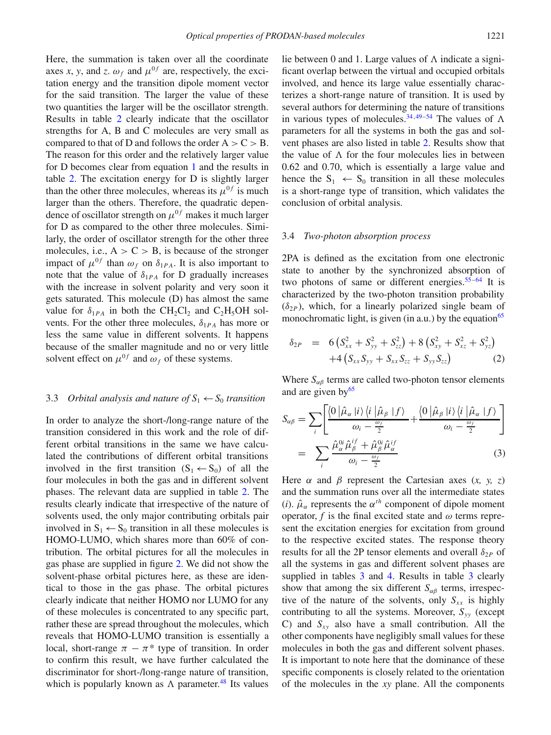Here, the summation is taken over all the coordinate axes *x*, *y*, and *z*. $\omega_f$ and $\mu^{0f}$ are, respectively, the excitation energy and the transition dipole moment vector for the said transition. The larger the value of these two quantities the larger will be the oscillator strength. Results in table 2 clearly indicate that the oscillator strengths for A, B and C molecules are very small as compared to that of D and follows the order A > C > B. The reason for this order and the relatively larger value for D becomes clear from equation 1 and the results in table 2. The excitation energy for D is slightly larger than the other three molecules, whereas its $\mu^{0f}$ is much larger than the others. Therefore, the quadratic dependence of oscillator strength on $\mu^{0f}$ makes it much larger for D as compared to the other three molecules. Similarly, the order of oscillator strength for the other three molecules, i.e., A > C > B, is because of the stronger impact of $\mu^{0f}$ than $\omega_f$ on $\delta_{1PA}$. It is also important to note that the value of $\delta_{1PA}$ for D gradually increases with the increase in solvent polarity and very soon it gets saturated. This molecule (D) has almost the same value for $\delta_{1PA}$ in both the $CH_2Cl_2$ and $C_2H_5OH$ solvents. For the other three molecules, $\delta_{1PA}$ has more or less the same value in different solvents. It happens because of the smaller magnitude and no or very little solvent effect on $\mu^{0f}$ and $\omega_f$ of these systems.

### 3.3 *Orbital analysis and nature of $S_1 \leftarrow S_0$ transition*

In order to analyze the short-/long-range nature of the transition considered in this work and the role of different orbital transitions in the same we have calculated the contributions of different orbital transitions involved in the first transition ($S_1 \leftarrow S_0$) of all the four molecules in both the gas and in different solvent phases. The relevant data are supplied in table 2. The results clearly indicate that irrespective of the nature of solvents used, the only major contributing orbitals pair involved in $S_1 \leftarrow S_0$ transition in all these molecules is HOMO-LUMO, which shares more than 60% of contribution. The orbital pictures for all the molecules in gas phase are supplied in figure 2. We did not show the solvent-phase orbital pictures here, as these are identical to those in the gas phase. The orbital pictures clearly indicate that neither HOMO nor LUMO for any of these molecules is concentrated to any specific part, rather these are spread throughout the molecules, which reveals that HOMO-LUMO transition is essentially a local, short-range $\pi - \pi^*$ type of transition. In order to confirm this result, we have further calculated the discriminator for short-/long-range nature of transition, which is popularly known as $\Lambda$ parameter.[48] Its values lie between 0 and 1. Large values of $\Lambda$ indicate a significant overlap between the virtual and occupied orbitals involved, and hence its large value essentially characterizes a short-range nature of transition. It is used by several authors for determining the nature of transitions in various types of molecules.[34,49–54] The values of $\Lambda$ parameters for all the systems in both the gas and solvent phases are also listed in table 2. Results show that the value of $\Lambda$ for the four molecules lies in between 0.62 and 0.70, which is essentially a large value and hence the $S_1 \leftarrow S_0$ transition in all these molecules is a short-range type of transition, which validates the conclusion of orbital analysis.

### 3.4 *Two-photon absorption process*

2PA is defined as the excitation from one electronic state to another by the synchronized absorption of two photons of same or different energies.[55–64] It is characterized by the two-photon transition probability ($\delta_{2P}$), which, for a linearly polarized single beam of monochromatic light, is given (in a.u.) by the equation[65]

$$\delta_{2P} = 6\left(S_{xx}^2 + S_{yy}^2 + S_{zz}^2\right) + 8\left(S_{xy}^2 + S_{xz}^2 + S_{yz}^2\right) + 4\left(S_{xx}S_{yy} + S_{xx}S_{zz} + S_{yy}S_{zz}\right) \quad (2)$$

Where $S_{\alpha\beta}$ terms are called two-photon tensor elements and are given by[65]

$$S_{\alpha\beta} = \sum_i \left[\frac{\langle 0|\hat{\mu}_\alpha|i\rangle\langle i|\hat{\mu}_\beta|f\rangle}{\omega_i - \frac{\omega_f}{2}} + \frac{\langle 0|\hat{\mu}_\beta|i\rangle\langle i|\hat{\mu}_\alpha|f\rangle}{\omega_i - \frac{\omega_f}{2}}\right] = \sum_i \frac{\hat{\mu}_\alpha^{0i}\hat{\mu}_\beta^{if} + \hat{\mu}_\beta^{0i}\hat{\mu}_\alpha^{if}}{\omega_i - \frac{\omega_f}{2}} \quad (3)$$

Here $\alpha$ and $\beta$ represent the Cartesian axes (*x, y, z*) and the summation runs over all the intermediate states (*i*). $\hat{\mu}_\alpha$ represents the $\alpha^{th}$ component of dipole moment operator, *f* is the final excited state and $\omega$ terms represent the excitation energies for excitation from ground to the respective excited states. The response theory results for all the 2P tensor elements and overall $\delta_{2P}$ of all the systems in gas and different solvent phases are supplied in tables 3 and 4. Results in table 3 clearly show that among the six different $S_{\alpha\beta}$ terms, irrespective of the nature of the solvents, only $S_{xx}$ is highly contributing to all the systems. Moreover, $S_{yy}$ (except C) and $S_{xy}$ also have a small contribution. All the other components have negligibly small values for these molecules in both the gas and different solvent phases. It is important to note here that the dominance of these specific components is closely related to the orientation of the molecules in the *xy* plane. All the components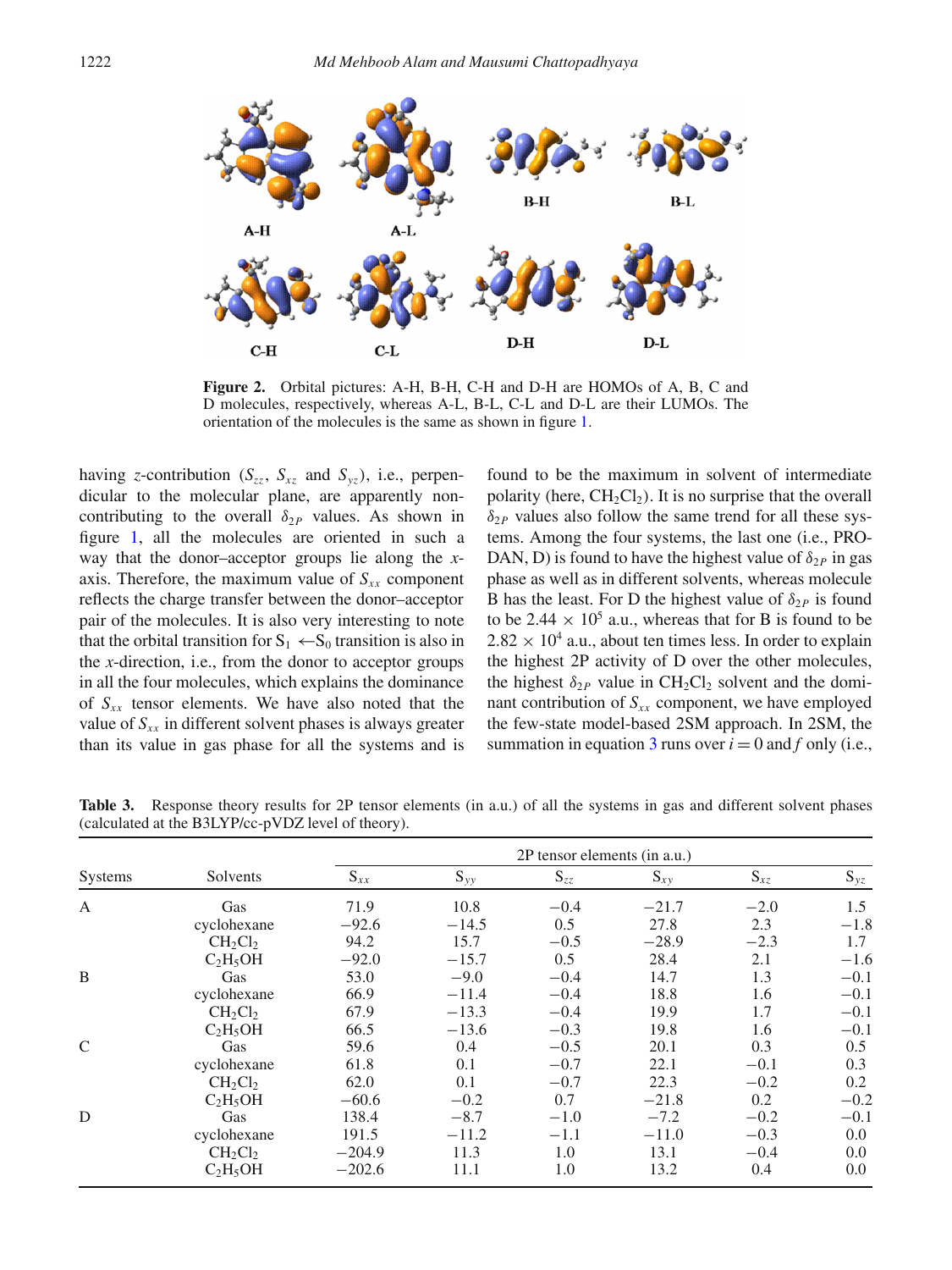**Figure 2.** Orbital pictures: A-H, B-H, C-H and D-H are HOMOs of A, B, C and D molecules, respectively, whereas A-L, B-L, C-L and D-L are their LUMOs. The orientation of the molecules is the same as shown in figure 1.

having $z$-contribution ($S_{zz}$, $S_{xz}$ and $S_{yz}$), i.e., perpendicular to the molecular plane, are apparently non-contributing to the overall $\delta_{2P}$ values. As shown in figure 1, all the molecules are oriented in such a way that the donor–acceptor groups lie along the $x$-axis. Therefore, the maximum value of $S_{xx}$ component reflects the charge transfer between the donor–acceptor pair of the molecules. It is also very interesting to note that the orbital transition for $S_1 \leftarrow S_0$ transition is also in the $x$-direction, i.e., from the donor to acceptor groups in all the four molecules, which explains the dominance of $S_{xx}$ tensor elements. We have also noted that the value of $S_{xx}$ in different solvent phases is always greater than its value in gas phase for all the systems and is found to be the maximum in solvent of intermediate polarity (here, $CH_2Cl_2$). It is no surprise that the overall $\delta_{2P}$ values also follow the same trend for all these systems. Among the four systems, the last one (i.e., PRODAN, D) is found to have the highest value of $\delta_{2P}$ in gas phase as well as in different solvents, whereas molecule B has the least. For D the highest value of $\delta_{2P}$ is found to be $2.44 \times 10^5$ a.u., whereas that for B is found to be $2.82 \times 10^4$ a.u., about ten times less. In order to explain the highest 2P activity of D over the other molecules, the highest $\delta_{2P}$ value in $CH_2Cl_2$ solvent and the dominant contribution of $S_{xx}$ component, we have employed the few-state model-based 2SM approach. In 2SM, the summation in equation 3 runs over $i = 0$ and $f$ only (i.e.,

**Table 3.** Response theory results for 2P tensor elements (in a.u.) of all the systems in gas and different solvent phases (calculated at the B3LYP/cc-pVDZ level of theory).

| Systems | Solvents | 2P tensor elements (in a.u.) | | | | | |
|---|---|---|---|---|---|---|---|
| | | $S_{xx}$ | $S_{yy}$ | $S_{zz}$ | $S_{xy}$ | $S_{xz}$ | $S_{yz}$ |
| A | Gas | 71.9 | 10.8 | −0.4 | −21.7 | −2.0 | 1.5 |
| | cyclohexane | −92.6 | −14.5 | 0.5 | 27.8 | 2.3 | −1.8 |
| | $CH_2Cl_2$ | 94.2 | 15.7 | −0.5 | −28.9 | −2.3 | 1.7 |
| | $C_2H_5OH$ | −92.0 | −15.7 | 0.5 | 28.4 | 2.1 | −1.6 |
| B | Gas | 53.0 | −9.0 | −0.4 | 14.7 | 1.3 | −0.1 |
| | cyclohexane | 66.9 | −11.4 | −0.4 | 18.8 | 1.6 | −0.1 |
| | $CH_2Cl_2$ | 67.9 | −13.3 | −0.4 | 19.9 | 1.7 | −0.1 |
| | $C_2H_5OH$ | 66.5 | −13.6 | −0.3 | 19.8 | 1.6 | −0.1 |
| C | Gas | 59.6 | 0.4 | −0.5 | 20.1 | 0.3 | 0.5 |
| | cyclohexane | 61.8 | 0.1 | −0.7 | 22.1 | −0.1 | 0.3 |
| | $CH_2Cl_2$ | 62.0 | 0.1 | −0.7 | 22.3 | −0.2 | 0.2 |
| | $C_2H_5OH$ | −60.6 | −0.2 | 0.7 | −21.8 | 0.2 | −0.2 |
| D | Gas | 138.4 | −8.7 | −1.0 | −7.2 | −0.2 | −0.1 |
| | cyclohexane | 191.5 | −11.2 | −1.1 | −11.0 | −0.3 | 0.0 |
| | $CH_2Cl_2$ | −204.9 | 11.3 | 1.0 | 13.1 | −0.4 | 0.0 |
| | $C_2H_5OH$ | −202.6 | 11.1 | 1.0 | 13.2 | 0.4 | 0.0 |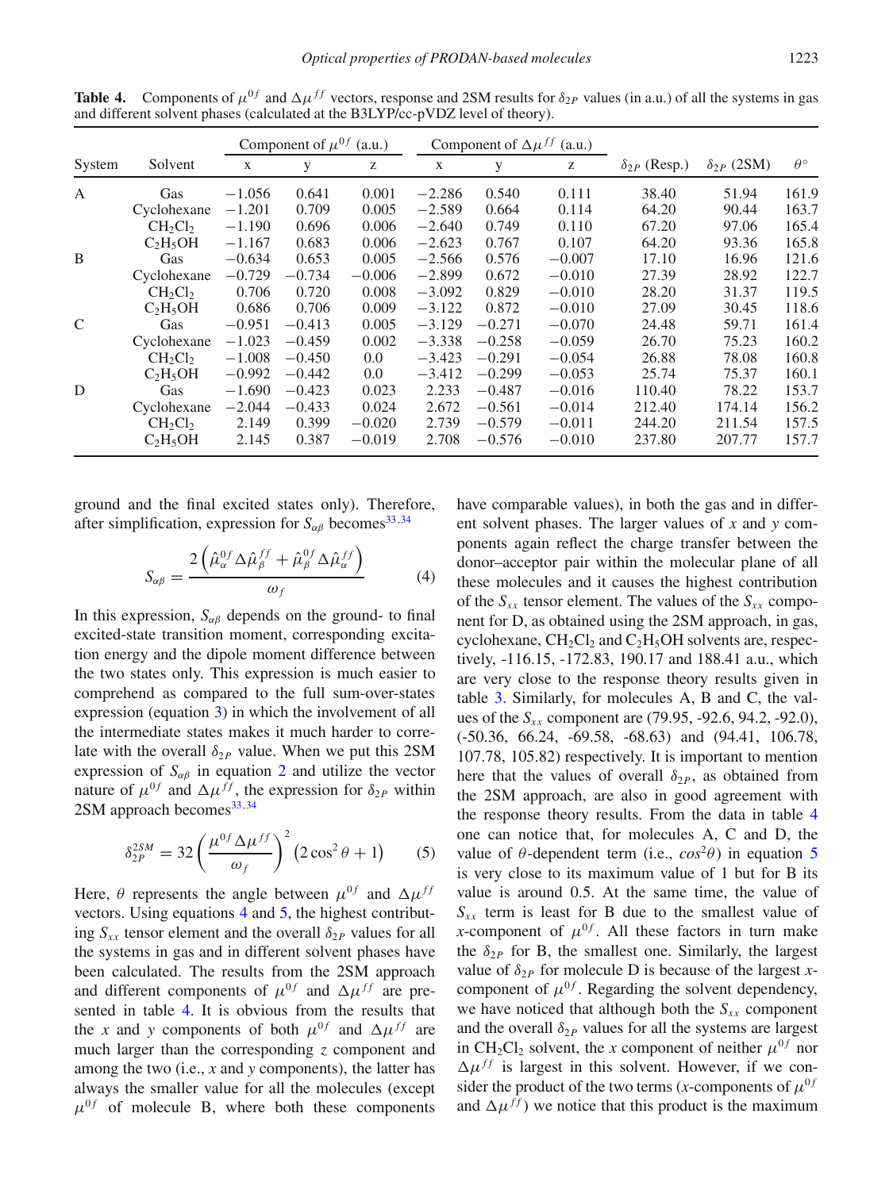**Table 4.** Components of $\mu^{0f}$ and $\Delta\mu^{ff}$ vectors, response and 2SM results for $\delta_{2P}$ values (in a.u.) of all the systems in gas and different solvent phases (calculated at the B3LYP/cc-pVDZ level of theory).

| System | Solvent | Component of $\mu^{0f}$ (a.u.) | | | Component of $\Delta\mu^{ff}$ (a.u.) | | | $\delta_{2P}$ (Resp.) | $\delta_{2P}$ (2SM) | $\theta^{\circ}$ |
|---|---|---|---|---|---|---|---|---|---|---|
| | | x | y | z | x | y | z | | | |
| A | Gas | −1.056 | 0.641 | 0.001 | −2.286 | 0.540 | 0.111 | 38.40 | 51.94 | 161.9 |
| | Cyclohexane | −1.201 | 0.709 | 0.005 | −2.589 | 0.664 | 0.114 | 64.20 | 90.44 | 163.7 |
| | $CH_2Cl_2$ | −1.190 | 0.696 | 0.006 | −2.640 | 0.749 | 0.110 | 67.20 | 97.06 | 165.4 |
| | $C_2H_5OH$ | −1.167 | 0.683 | 0.006 | −2.623 | 0.767 | 0.107 | 64.20 | 93.36 | 165.8 |
| B | Gas | −0.634 | 0.653 | 0.005 | −2.566 | 0.576 | −0.007 | 17.10 | 16.96 | 121.6 |
| | Cyclohexane | −0.729 | −0.734 | −0.006 | −2.899 | 0.672 | −0.010 | 27.39 | 28.92 | 122.7 |
| | $CH_2Cl_2$ | 0.706 | 0.720 | 0.008 | −3.092 | 0.829 | −0.010 | 28.20 | 31.37 | 119.5 |
| | $C_2H_5OH$ | 0.686 | 0.706 | 0.009 | −3.122 | 0.872 | −0.010 | 27.09 | 30.45 | 118.6 |
| C | Gas | −0.951 | −0.413 | 0.005 | −3.129 | −0.271 | −0.070 | 24.48 | 59.71 | 161.4 |
| | Cyclohexane | −1.023 | −0.459 | 0.002 | −3.338 | −0.258 | −0.059 | 26.70 | 75.23 | 160.2 |
| | $CH_2Cl_2$ | −1.008 | −0.450 | 0.0 | −3.423 | −0.291 | −0.054 | 26.88 | 78.08 | 160.8 |
| | $C_2H_5OH$ | −0.992 | −0.442 | 0.0 | −3.412 | −0.299 | −0.053 | 25.74 | 75.37 | 160.1 |
| D | Gas | −1.690 | −0.423 | 0.023 | 2.233 | −0.487 | −0.016 | 110.40 | 78.22 | 153.7 |
| | Cyclohexane | −2.044 | −0.433 | 0.024 | 2.672 | −0.561 | −0.014 | 212.40 | 174.14 | 156.2 |
| | $CH_2Cl_2$ | 2.149 | 0.399 | −0.020 | 2.739 | −0.579 | −0.011 | 244.20 | 211.54 | 157.5 |
| | $C_2H_5OH$ | 2.145 | 0.387 | −0.019 | 2.708 | −0.576 | −0.010 | 237.80 | 207.77 | 157.7 |

ground and the final excited states only). Therefore, after simplification, expression for $S_{\alpha\beta}$ becomes[33,34]

$$S_{\alpha\beta} = \frac{2\left(\hat{\mu}_{\alpha}^{0f}\Delta\hat{\mu}_{\beta}^{ff} + \hat{\mu}_{\beta}^{0f}\Delta\hat{\mu}_{\alpha}^{ff}\right)}{\omega_f} \tag{4}$$

In this expression, $S_{\alpha\beta}$ depends on the ground- to final excited-state transition moment, corresponding excitation energy and the dipole moment difference between the two states only. This expression is much easier to comprehend as compared to the full sum-over-states expression (equation 3) in which the involvement of all the intermediate states makes it much harder to correlate with the overall $\delta_{2P}$ value. When we put this 2SM expression of $S_{\alpha\beta}$ in equation 2 and utilize the vector nature of $\mu^{0f}$ and $\Delta\mu^{ff}$, the expression for $\delta_{2P}$ within 2SM approach becomes[33,34]

$$\delta_{2P}^{2SM} = 32\left(\frac{\mu^{0f}\Delta\mu^{ff}}{\omega_f}\right)^2\left(2\cos^2\theta + 1\right) \tag{5}$$

Here, $\theta$ represents the angle between $\mu^{0f}$ and $\Delta\mu^{ff}$ vectors. Using equations 4 and 5, the highest contributing $S_{xx}$ tensor element and the overall $\delta_{2P}$ values for all the systems in gas and in different solvent phases have been calculated. The results from the 2SM approach and different components of $\mu^{0f}$ and $\Delta\mu^{ff}$ are presented in table 4. It is obvious from the results that the $x$ and $y$ components of both $\mu^{0f}$ and $\Delta\mu^{ff}$ are much larger than the corresponding $z$ component and among the two (i.e., $x$ and $y$ components), the latter has always the smaller value for all the molecules (except $\mu^{0f}$ of molecule B, where both these components have comparable values), in both the gas and in different solvent phases. The larger values of $x$ and $y$ components again reflect the charge transfer between the donor–acceptor pair within the molecular plane of all these molecules and it causes the highest contribution of the $S_{xx}$ tensor element. The values of the $S_{xx}$ component for D, as obtained using the 2SM approach, in gas, cyclohexane, $CH_2Cl_2$ and $C_2H_5OH$ solvents are, respectively, -116.15, -172.83, 190.17 and 188.41 a.u., which are very close to the response theory results given in table 3. Similarly, for molecules A, B and C, the values of the $S_{xx}$ component are (79.95, -92.6, 94.2, -92.0), (-50.36, 66.24, -69.58, -68.63) and (94.41, 106.78, 107.78, 105.82) respectively. It is important to mention here that the values of overall $\delta_{2P}$, as obtained from the 2SM approach, are also in good agreement with the response theory results. From the data in table 4 one can notice that, for molecules A, C and D, the value of $\theta$-dependent term (i.e., $cos^2\theta$) in equation 5 is very close to its maximum value of 1 but for B its value is around 0.5. At the same time, the value of $S_{xx}$ term is least for B due to the smallest value of $x$-component of $\mu^{0f}$. All these factors in turn make the $\delta_{2P}$ for B, the smallest one. Similarly, the largest value of $\delta_{2P}$ for molecule D is because of the largest $x$-component of $\mu^{0f}$. Regarding the solvent dependency, we have noticed that although both the $S_{xx}$ component and the overall $\delta_{2P}$ values for all the systems are largest in $CH_2Cl_2$ solvent, the $x$ component of neither $\mu^{0f}$ nor $\Delta\mu^{ff}$ is largest in this solvent. However, if we consider the product of the two terms ($x$-components of $\mu^{0f}$ and $\Delta\mu^{ff}$) we notice that this product is the maximum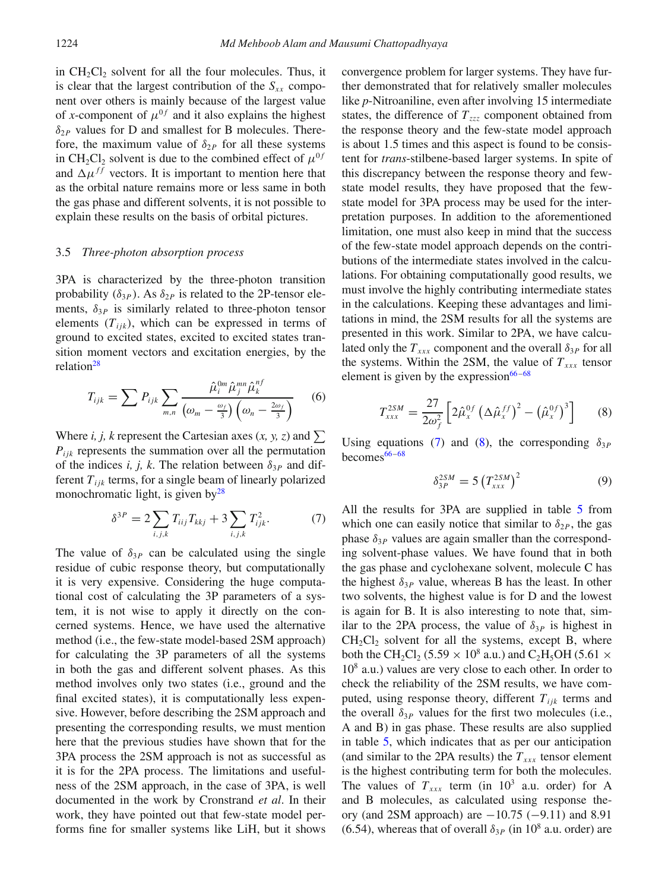in $CH_2Cl_2$ solvent for all the four molecules. Thus, it is clear that the largest contribution of the $S_{xx}$ component over others is mainly because of the largest value of *x*-component of $\mu^{0f}$ and it also explains the highest $\delta_{2P}$ values for D and smallest for B molecules. Therefore, the maximum value of $\delta_{2P}$ for all these systems in $CH_2Cl_2$ solvent is due to the combined effect of $\mu^{0f}$ and $\Delta\mu^{ff}$ vectors. It is important to mention here that as the orbital nature remains more or less same in both the gas phase and different solvents, it is not possible to explain these results on the basis of orbital pictures.

### 3.5 *Three-photon absorption process*

3PA is characterized by the three-photon transition probability ($\delta_{3P}$). As $\delta_{2P}$ is related to the 2P-tensor elements, $\delta_{3P}$ is similarly related to three-photon tensor elements ($T_{ijk}$), which can be expressed in terms of ground to excited states, excited to excited states transition moment vectors and excitation energies, by the relation[28]

$$T_{ijk} = \sum P_{ijk} \sum_{m,n} \frac{\hat{\mu}_i^{0m} \hat{\mu}_j^{mn} \hat{\mu}_k^{nf}}{\left(\omega_m - \frac{\omega_f}{3}\right)\left(\omega_n - \frac{2\omega_f}{3}\right)} \quad (6)$$

Where *i, j, k* represent the Cartesian axes (*x, y, z*) and $\sum P_{ijk}$ represents the summation over all the permutation of the indices *i, j, k*. The relation between $\delta_{3P}$ and different $T_{ijk}$ terms, for a single beam of linearly polarized monochromatic light, is given by[28]

$$\delta^{3P} = 2\sum_{i,j,k} T_{iij} T_{kkj} + 3\sum_{i,j,k} T_{ijk}^2. \quad (7)$$

The value of $\delta_{3P}$ can be calculated using the single residue of cubic response theory, but computationally it is very expensive. Considering the huge computational cost of calculating the 3P parameters of a system, it is not wise to apply it directly on the concerned systems. Hence, we have used the alternative method (i.e., the few-state model-based 2SM approach) for calculating the 3P parameters of all the systems in both the gas and different solvent phases. As this method involves only two states (i.e., ground and the final excited states), it is computationally less expensive. However, before describing the 2SM approach and presenting the corresponding results, we must mention here that the previous studies have shown that for the 3PA process the 2SM approach is not as successful as it is for the 2PA process. The limitations and usefulness of the 2SM approach, in the case of 3PA, is well documented in the work by Cronstrand *et al*. In their work, they have pointed out that few-state model performs fine for smaller systems like LiH, but it shows convergence problem for larger systems. They have further demonstrated that for relatively smaller molecules like *p*-Nitroaniline, even after involving 15 intermediate states, the difference of $T_{zzz}$ component obtained from the response theory and the few-state model approach is about 1.5 times and this aspect is found to be consistent for *trans*-stilbene-based larger systems. In spite of this discrepancy between the response theory and few-state model results, they have proposed that the few-state model for 3PA process may be used for the interpretation purposes. In addition to the aforementioned limitation, one must also keep in mind that the success of the few-state model approach depends on the contributions of the intermediate states involved in the calculations. For obtaining computationally good results, we must involve the highly contributing intermediate states in the calculations. Keeping these advantages and limitations in mind, the 2SM results for all the systems are presented in this work. Similar to 2PA, we have calculated only the $T_{xxx}$ component and the overall $\delta_{3P}$ for all the systems. Within the 2SM, the value of $T_{xxx}$ tensor element is given by the expression[66–68]

$$T_{xxx}^{2SM} = \frac{27}{2\omega_f^2}\left[2\hat{\mu}_x^{0f}\left(\Delta\hat{\mu}_x^{ff}\right)^2 - \left(\hat{\mu}_x^{0f}\right)^3\right] \quad (8)$$

Using equations (7) and (8), the corresponding $\delta_{3P}$ becomes[66–68]

$$\delta_{3P}^{2SM} = 5\left(T_{xxx}^{2SM}\right)^2 \quad (9)$$

All the results for 3PA are supplied in table 5 from which one can easily notice that similar to $\delta_{2P}$, the gas phase $\delta_{3P}$ values are again smaller than the corresponding solvent-phase values. We have found that in both the gas phase and cyclohexane solvent, molecule C has the highest $\delta_{3P}$ value, whereas B has the least. In other two solvents, the highest value is for D and the lowest is again for B. It is also interesting to note that, similar to the 2PA process, the value of $\delta_{3P}$ is highest in $CH_2Cl_2$ solvent for all the systems, except B, where both the $CH_2Cl_2$ ($5.59 \times 10^8$ a.u.) and $C_2H_5OH$ ($5.61 \times 10^8$ a.u.) values are very close to each other. In order to check the reliability of the 2SM results, we have computed, using response theory, different $T_{ijk}$ terms and the overall $\delta_{3P}$ values for the first two molecules (i.e., A and B) in gas phase. These results are also supplied in table 5, which indicates that as per our anticipation (and similar to the 2PA results) the $T_{xxx}$ tensor element is the highest contributing term for both the molecules. The values of $T_{xxx}$ term (in $10^3$ a.u. order) for A and B molecules, as calculated using response theory (and 2SM approach) are $-10.75$ ($-9.11$) and 8.91 (6.54), whereas that of overall $\delta_{3P}$ (in $10^8$ a.u. order) are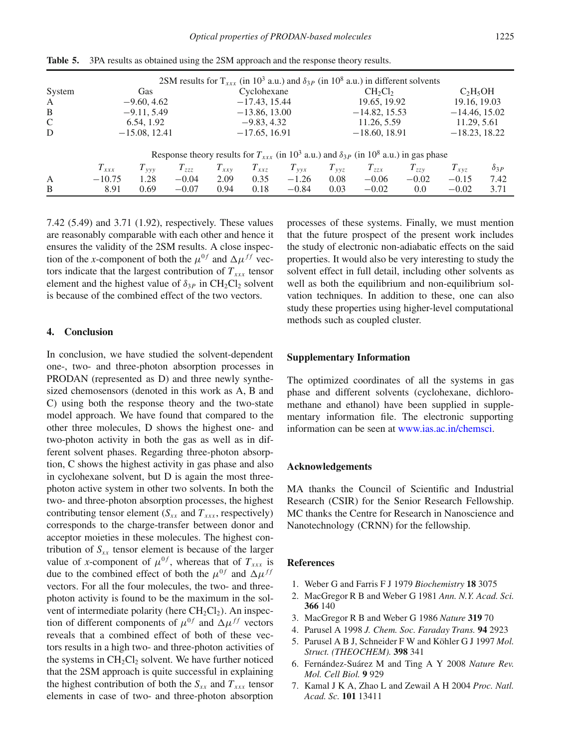**Table 5.** 3PA results as obtained using the 2SM approach and the response theory results.

| 2SM results for $T_{xxx}$ (in $10^3$ a.u.) and $\delta_{3P}$ (in $10^8$ a.u.) in different solvents | | | | |
|---|---|---|---|---|
| System | Gas | Cyclohexane | $CH_2Cl_2$ | $C_2H_5OH$ |
| A | −9.60, 4.62 | −17.43, 15.44 | 19.65, 19.92 | 19.16, 19.03 |
| B | −9.11, 5.49 | −13.86, 13.00 | −14.82, 15.53 | −14.46, 15.02 |
| C | 6.54, 1.92 | −9.83, 4.32 | 11.26, 5.59 | 11.29, 5.61 |
| D | −15.08, 12.41 | −17.65, 16.91 | −18.60, 18.91 | −18.23, 18.22 |

| Response theory results for $T_{xxx}$ (in $10^3$ a.u.) and $\delta_{3P}$ (in $10^8$ a.u.) in gas phase | | | | | | | | | | | |
|---|---|---|---|---|---|---|---|---|---|---|---|
| | $T_{xxx}$ | $T_{yyy}$ | $T_{zzz}$ | $T_{xxy}$ | $T_{xxz}$ | $T_{yyx}$ | $T_{yyz}$ | $T_{zzx}$ | $T_{zzy}$ | $T_{xyz}$ | $\delta_{3P}$ |
| A | −10.75 | 1.28 | −0.04 | 2.09 | 0.35 | −1.26 | 0.08 | −0.06 | −0.02 | −0.15 | 7.42 |
| B | 8.91 | 0.69 | −0.07 | 0.94 | 0.18 | −0.84 | 0.03 | −0.02 | 0.0 | −0.02 | 3.71 |

7.42 (5.49) and 3.71 (1.92), respectively. These values are reasonably comparable with each other and hence it ensures the validity of the 2SM results. A close inspection of the *x*-component of both the $\mu^{0f}$ and $\Delta\mu^{ff}$ vectors indicate that the largest contribution of $T_{xxx}$ tensor element and the highest value of $\delta_{3P}$ in $CH_2Cl_2$ solvent is because of the combined effect of the two vectors.

## 4. Conclusion

In conclusion, we have studied the solvent-dependent one-, two- and three-photon absorption processes in PRODAN (represented as D) and three newly synthesized chemosensors (denoted in this work as A, B and C) using both the response theory and the two-state model approach. We have found that compared to the other three molecules, D shows the highest one- and two-photon activity in both the gas as well as in different solvent phases. Regarding three-photon absorption, C shows the highest activity in gas phase and also in cyclohexane solvent, but D is again the most three-photon active system in other two solvents. In both the two- and three-photon absorption processes, the highest contributing tensor element ($S_{xx}$ and $T_{xxx}$, respectively) corresponds to the charge-transfer between donor and acceptor moieties in these molecules. The highest contribution of $S_{xx}$ tensor element is because of the larger value of *x*-component of $\mu^{0f}$, whereas that of $T_{xxx}$ is due to the combined effect of both the $\mu^{0f}$ and $\Delta\mu^{ff}$ vectors. For all the four molecules, the two- and three-photon activity is found to be the maximum in the solvent of intermediate polarity (here $CH_2Cl_2$). An inspection of different components of $\mu^{0f}$ and $\Delta\mu^{ff}$ vectors reveals that a combined effect of both of these vectors results in a high two- and three-photon activities of the systems in $CH_2Cl_2$ solvent. We have further noticed that the 2SM approach is quite successful in explaining the highest contribution of both the $S_{xx}$ and $T_{xxx}$ tensor elements in case of two- and three-photon absorption processes of these systems. Finally, we must mention that the future prospect of the present work includes the study of electronic non-adiabatic effects on the said properties. It would also be very interesting to study the solvent effect in full detail, including other solvents as well as both the equilibrium and non-equilibrium solvation techniques. In addition to these, one can also study these properties using higher-level computational methods such as coupled cluster.

### Supplementary Information

The optimized coordinates of all the systems in gas phase and different solvents (cyclohexane, dichloromethane and ethanol) have been supplied in supplementary information file. The electronic supporting information can be seen at www.ias.ac.in/chemsci.

### Acknowledgements

MA thanks the Council of Scientific and Industrial Research (CSIR) for the Senior Research Fellowship. MC thanks the Centre for Research in Nanoscience and Nanotechnology (CRNN) for the fellowship.

### References

1. Weber G and Farris F J 1979 *Biochemistry* **18** 3075
2. MacGregor R B and Weber G 1981 *Ann. N.Y. Acad. Sci.* **366** 140
3. MacGregor R B and Weber G 1986 *Nature* **319** 70
4. Parusel A 1998 *J. Chem. Soc. Faraday Trans.* **94** 2923
5. Parusel A B J, Schneider F W and Köhler G J 1997 *Mol. Struct. (THEOCHEM).* **398** 341
6. Fernández-Suárez M and Ting A Y 2008 *Nature Rev. Mol. Cell Biol.* **9** 929
7. Kamal J K A, Zhao L and Zewail A H 2004 *Proc. Natl. Acad. Sc.* **101** 13411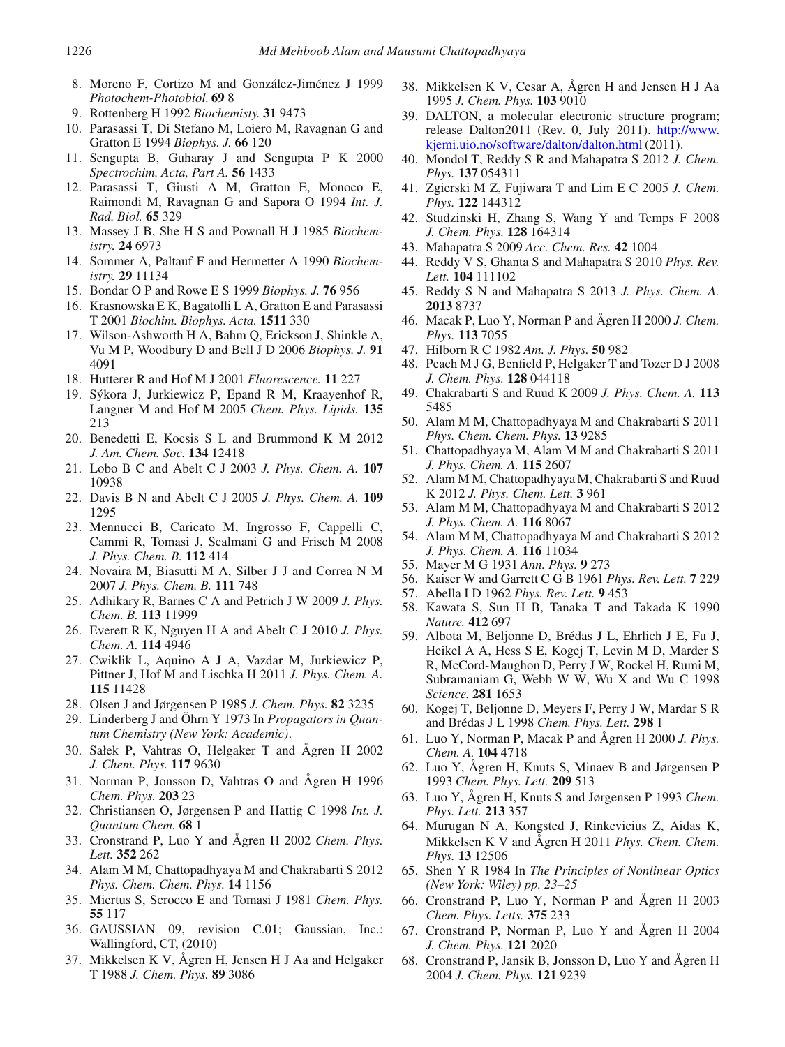8. Moreno F, Cortizo M and González-Jiménez J 1999 *Photochem-Photobiol.* **69** 8
9. Rottenberg H 1992 *Biochemisty.* **31** 9473
10. Parasassi T, Di Stefano M, Loiero M, Ravagnan G and Gratton E 1994 *Biophys. J.* **66** 120
11. Sengupta B, Guharay J and Sengupta P K 2000 *Spectrochim. Acta, Part A.* **56** 1433
12. Parasassi T, Giusti A M, Gratton E, Monoco E, Raimondi M, Ravagnan G and Sapora O 1994 *Int. J. Rad. Biol.* **65** 329
13. Massey J B, She H S and Pownall H J 1985 *Biochemistry.* **24** 6973
14. Sommer A, Paltauf F and Hermetter A 1990 *Biochemistry.* **29** 11134
15. Bondar O P and Rowe E S 1999 *Biophys. J.* **76** 956
16. Krasnowska E K, Bagatolli L A, Gratton E and Parasassi T 2001 *Biochim. Biophys. Acta.* **1511** 330
17. Wilson-Ashworth H A, Bahm Q, Erickson J, Shinkle A, Vu M P, Woodbury D and Bell J D 2006 *Biophys. J.* **91** 4091
18. Hutterer R and Hof M J 2001 *Fluorescence.* **11** 227
19. Sýkora J, Jurkiewicz P, Epand R M, Kraayenhof R, Langner M and Hof M 2005 *Chem. Phys. Lipids.* **135** 213
20. Benedetti E, Kocsis S L and Brummond K M 2012 *J. Am. Chem. Soc.* **134** 12418
21. Lobo B C and Abelt C J 2003 *J. Phys. Chem. A.* **107** 10938
22. Davis B N and Abelt C J 2005 *J. Phys. Chem. A.* **109** 1295
23. Mennucci B, Caricato M, Ingrosso F, Cappelli C, Cammi R, Tomasi J, Scalmani G and Frisch M 2008 *J. Phys. Chem. B.* **112** 414
24. Novaira M, Biasutti M A, Silber J J and Correa N M 2007 *J. Phys. Chem. B.* **111** 748
25. Adhikary R, Barnes C A and Petrich J W 2009 *J. Phys. Chem. B.* **113** 11999
26. Everett R K, Nguyen H A and Abelt C J 2010 *J. Phys. Chem. A.* **114** 4946
27. Cwiklik L, Aquino A J A, Vazdar M, Jurkiewicz P, Pittner J, Hof M and Lischka H 2011 *J. Phys. Chem. A.* **115** 11428
28. Olsen J and Jørgensen P 1985 *J. Chem. Phys.* **82** 3235
29. Linderberg J and Öhrn Y 1973 In *Propagators in Quantum Chemistry (New York: Academic)*.
30. Sałek P, Vahtras O, Helgaker T and Ågren H 2002 *J. Chem. Phys.* **117** 9630
31. Norman P, Jonsson D, Vahtras O and Ågren H 1996 *Chem. Phys.* **203** 23
32. Christiansen O, Jørgensen P and Hattig C 1998 *Int. J. Quantum Chem.* **68** 1
33. Cronstrand P, Luo Y and Ågren H 2002 *Chem. Phys. Lett.* **352** 262
34. Alam M M, Chattopadhyaya M and Chakrabarti S 2012 *Phys. Chem. Chem. Phys.* **14** 1156
35. Miertus S, Scrocco E and Tomasi J 1981 *Chem. Phys.* **55** 117
36. GAUSSIAN 09, revision C.01; Gaussian, Inc.: Wallingford, CT, (2010)
37. Mikkelsen K V, Ågren H, Jensen H J Aa and Helgaker T 1988 *J. Chem. Phys.* **89** 3086
38. Mikkelsen K V, Cesar A, Ågren H and Jensen H J Aa 1995 *J. Chem. Phys.* **103** 9010
39. DALTON, a molecular electronic structure program; release Dalton2011 (Rev. 0, July 2011). http://www.kjemi.uio.no/software/dalton/dalton.html (2011).
40. Mondol T, Reddy S R and Mahapatra S 2012 *J. Chem. Phys.* **137** 054311
41. Zgierski M Z, Fujiwara T and Lim E C 2005 *J. Chem. Phys.* **122** 144312
42. Studzinski H, Zhang S, Wang Y and Temps F 2008 *J. Chem. Phys.* **128** 164314
43. Mahapatra S 2009 *Acc. Chem. Res.* **42** 1004
44. Reddy V S, Ghanta S and Mahapatra S 2010 *Phys. Rev. Lett.* **104** 111102
45. Reddy S N and Mahapatra S 2013 *J. Phys. Chem. A.* **2013** 8737
46. Macak P, Luo Y, Norman P and Ågren H 2000 *J. Chem. Phys.* **113** 7055
47. Hilborn R C 1982 *Am. J. Phys.* **50** 982
48. Peach M J G, Benfield P, Helgaker T and Tozer D J 2008 *J. Chem. Phys.* **128** 044118
49. Chakrabarti S and Ruud K 2009 *J. Phys. Chem. A.* **113** 5485
50. Alam M M, Chattopadhyaya M and Chakrabarti S 2011 *Phys. Chem. Chem. Phys.* **13** 9285
51. Chattopadhyaya M, Alam M M and Chakrabarti S 2011 *J. Phys. Chem. A.* **115** 2607
52. Alam M M, Chattopadhyaya M, Chakrabarti S and Ruud K 2012 *J. Phys. Chem. Lett.* **3** 961
53. Alam M M, Chattopadhyaya M and Chakrabarti S 2012 *J. Phys. Chem. A.* **116** 8067
54. Alam M M, Chattopadhyaya M and Chakrabarti S 2012 *J. Phys. Chem. A.* **116** 11034
55. Mayer M G 1931 *Ann. Phys.* **9** 273
56. Kaiser W and Garrett C G B 1961 *Phys. Rev. Lett.* **7** 229
57. Abella I D 1962 *Phys. Rev. Lett.* **9** 453
58. Kawata S, Sun H B, Tanaka T and Takada K 1990 *Nature.* **412** 697
59. Albota M, Beljonne D, Brédas J L, Ehrlich J E, Fu J, Heikel A A, Hess S E, Kogej T, Levin M D, Marder S R, McCord-Maughon D, Perry J W, Rockel H, Rumi M, Subramaniam G, Webb W W, Wu X and Wu C 1998 *Science.* **281** 1653
60. Kogej T, Beljonne D, Meyers F, Perry J W, Mardar S R and Brédas J L 1998 *Chem. Phys. Lett.* **298** 1
61. Luo Y, Norman P, Macak P and Ågren H 2000 *J. Phys. Chem. A.* **104** 4718
62. Luo Y, Ågren H, Knuts S, Minaev B and Jørgensen P 1993 *Chem. Phys. Lett.* **209** 513
63. Luo Y, Ågren H, Knuts S and Jørgensen P 1993 *Chem. Phys. Lett.* **213** 357
64. Murugan N A, Kongsted J, Rinkevicius Z, Aidas K, Mikkelsen K V and Ågren H 2011 *Phys. Chem. Chem. Phys.* **13** 12506
65. Shen Y R 1984 In *The Principles of Nonlinear Optics (New York: Wiley) pp. 23–25*
66. Cronstrand P, Luo Y, Norman P and Ågren H 2003 *Chem. Phys. Letts.* **375** 233
67. Cronstrand P, Norman P, Luo Y and Ågren H 2004 *J. Chem. Phys.* **121** 2020
68. Cronstrand P, Jansik B, Jonsson D, Luo Y and Ågren H 2004 *J. Chem. Phys.* **121** 9239